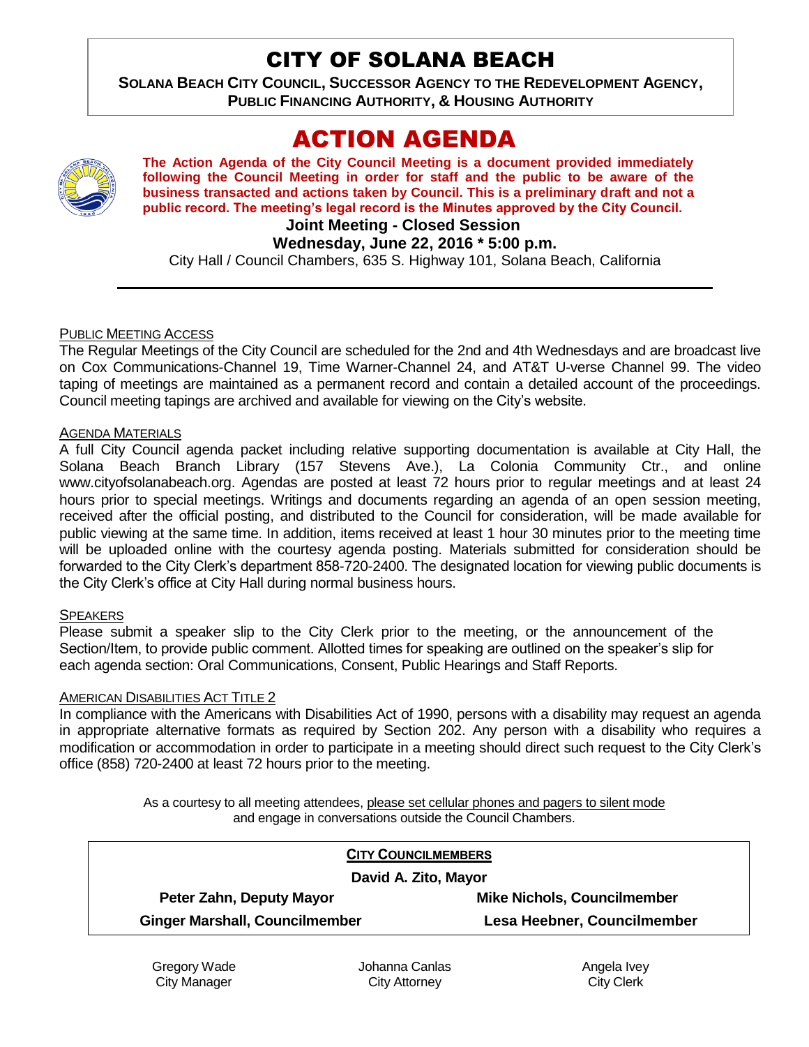# CITY OF SOLANA BEACH

**SOLANA BEACH CITY COUNCIL, SUCCESSOR AGENCY TO THE REDEVELOPMENT AGENCY, PUBLIC FINANCING AUTHORITY, & HOUSING AUTHORITY**

# ACTION AGENDA

**The Action Agenda of the City Council Meeting is a document provided immediately following the Council Meeting in order for staff and the public to be aware of the business transacted and actions taken by Council. This is a preliminary draft and not a public record. The meeting's legal record is the Minutes approved by the City Council.**

**Joint Meeting - Closed Session**

**Wednesday, June 22, 2016 * 5:00 p.m.**

City Hall / Council Chambers, 635 S. Highway 101, Solana Beach, California

---

PUBLIC MEETING ACCESS

The Regular Meetings of the City Council are scheduled for the 2nd and 4th Wednesdays and are broadcast live on Cox Communications-Channel 19, Time Warner-Channel 24, and AT&T U-verse Channel 99. The video taping of meetings are maintained as a permanent record and contain a detailed account of the proceedings. Council meeting tapings are archived and available for viewing on the City's website.

AGENDA MATERIALS

A full City Council agenda packet including relative supporting documentation is available at City Hall, the Solana Beach Branch Library (157 Stevens Ave.), La Colonia Community Ctr., and online www.cityofsolanabeach.org. Agendas are posted at least 72 hours prior to regular meetings and at least 24 hours prior to special meetings. Writings and documents regarding an agenda of an open session meeting, received after the official posting, and distributed to the Council for consideration, will be made available for public viewing at the same time. In addition, items received at least 1 hour 30 minutes prior to the meeting time will be uploaded online with the courtesy agenda posting. Materials submitted for consideration should be forwarded to the City Clerk's department 858-720-2400. The designated location for viewing public documents is the City Clerk's office at City Hall during normal business hours.

SPEAKERS

Please submit a speaker slip to the City Clerk prior to the meeting, or the announcement of the Section/Item, to provide public comment. Allotted times for speaking are outlined on the speaker's slip for each agenda section: Oral Communications, Consent, Public Hearings and Staff Reports.

AMERICAN DISABILITIES ACT TITLE 2

In compliance with the Americans with Disabilities Act of 1990, persons with a disability may request an agenda in appropriate alternative formats as required by Section 202. Any person with a disability who requires a modification or accommodation in order to participate in a meeting should direct such request to the City Clerk's office (858) 720-2400 at least 72 hours prior to the meeting.

As a courtesy to all meeting attendees, please set cellular phones and pagers to silent mode and engage in conversations outside the Council Chambers.

**CITY COUNCILMEMBERS**

**David A. Zito, Mayor**

| | |
|---|---|
| **Peter Zahn, Deputy Mayor** | **Mike Nichols, Councilmember** |
| **Ginger Marshall, Councilmember** | **Lesa Heebner, Councilmember** |

| | | |
|---|---|---|
| Gregory Wade<br>City Manager | Johanna Canlas<br>City Attorney | Angela Ivey<br>City Clerk |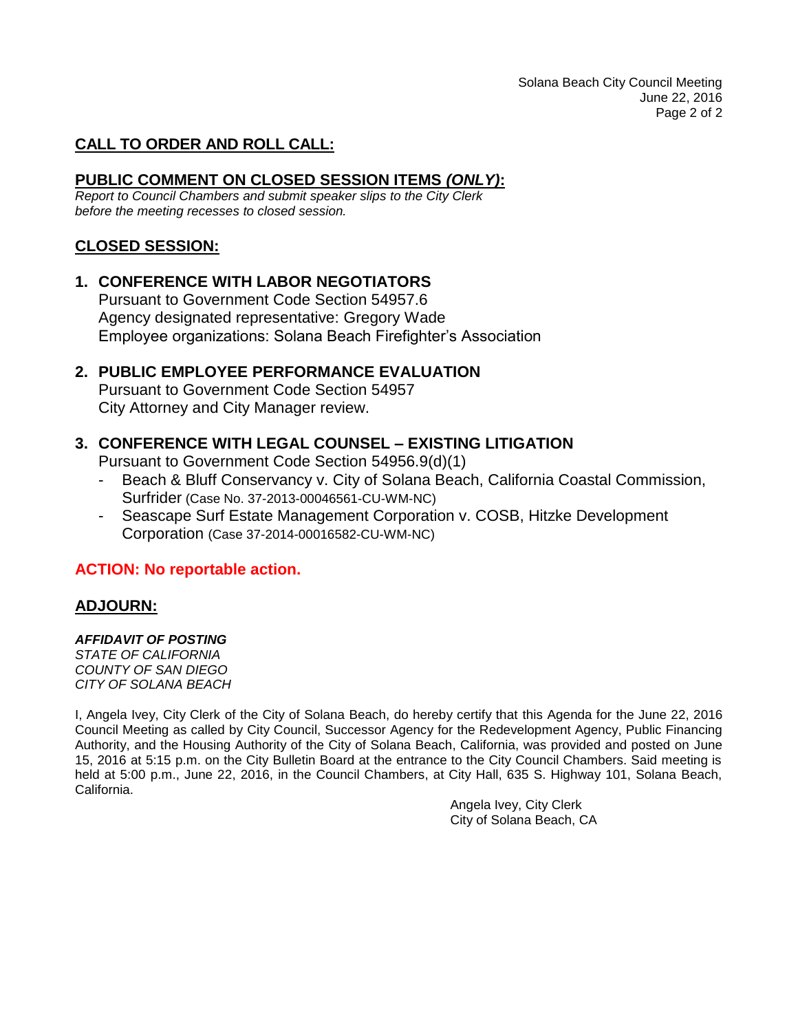## CALL TO ORDER AND ROLL CALL:

## PUBLIC COMMENT ON CLOSED SESSION ITEMS *(ONLY)*:

*Report to Council Chambers and submit speaker slips to the City Clerk before the meeting recesses to closed session.*

## CLOSED SESSION:

### 1. CONFERENCE WITH LABOR NEGOTIATORS

Pursuant to Government Code Section 54957.6
Agency designated representative: Gregory Wade
Employee organizations: Solana Beach Firefighter's Association

### 2. PUBLIC EMPLOYEE PERFORMANCE EVALUATION

Pursuant to Government Code Section 54957
City Attorney and City Manager review.

### 3. CONFERENCE WITH LEGAL COUNSEL – EXISTING LITIGATION

Pursuant to Government Code Section 54956.9(d)(1)

- Beach & Bluff Conservancy v. City of Solana Beach, California Coastal Commission, Surfrider (Case No. 37-2013-00046561-CU-WM-NC)
- Seascape Surf Estate Management Corporation v. COSB, Hitzke Development Corporation (Case 37-2014-00016582-CU-WM-NC)

**ACTION: No reportable action.**

## ADJOURN:

***AFFIDAVIT OF POSTING***
*STATE OF CALIFORNIA*
*COUNTY OF SAN DIEGO*
*CITY OF SOLANA BEACH*

I, Angela Ivey, City Clerk of the City of Solana Beach, do hereby certify that this Agenda for the June 22, 2016 Council Meeting as called by City Council, Successor Agency for the Redevelopment Agency, Public Financing Authority, and the Housing Authority of the City of Solana Beach, California, was provided and posted on June 15, 2016 at 5:15 p.m. on the City Bulletin Board at the entrance to the City Council Chambers. Said meeting is held at 5:00 p.m., June 22, 2016, in the Council Chambers, at City Hall, 635 S. Highway 101, Solana Beach, California.

Angela Ivey, City Clerk
City of Solana Beach, CA